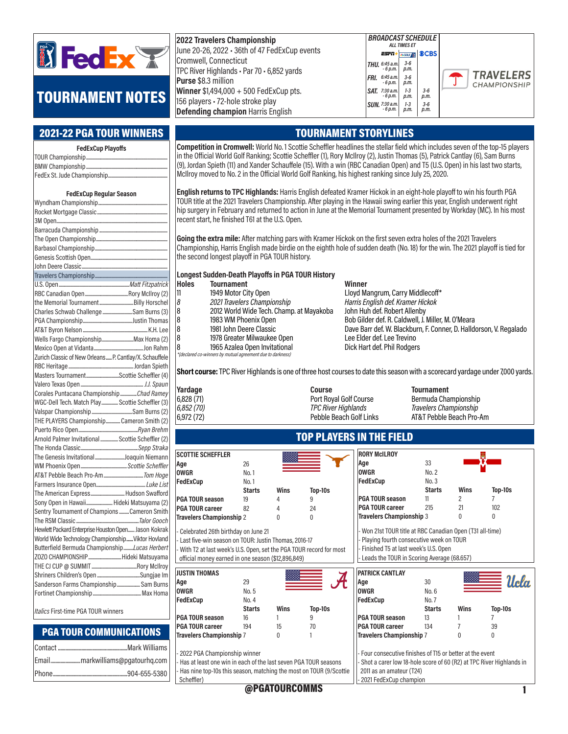# TOURNAMENT NOTES

**2022 Travelers Championship**
June 20-26, 2022 • 36th of 47 FedExCup events
Cromwell, Connecticut
TPC River Highlands • Par 70 • 6,852 yards
**Purse** $8.3 million
**Winner** $1,494,000 + 500 FedExCup pts.
156 players • 72-hole stroke play
**Defending champion** Harris English

### BROADCAST SCHEDULE

*ALL TIMES ET*

| | ESPN+ | PGA TOUR Golf | CBS |
|---|---|---|---|
| THU. | 6:45 a.m. - 6 p.m. | 3-6 p.m. | |
| FRI. | 6:45 a.m. - 6 p.m. | 3-6 p.m. | |
| SAT. | 7:30 a.m. - 6 p.m. | 1-3 p.m. | 3-6 p.m. |
| SUN. | 7:30 a.m. - 6 p.m. | 1-3 p.m. | 3-6 p.m. |

## 2021-22 PGA TOUR WINNERS

**FedExCup Playoffs**

- TOUR Championship
- BMW Championship
- FedEx St. Jude Championship

**FedExCup Regular Season**

- Wyndham Championship
- Rocket Mortgage Classic
- 3M Open
- Barracuda Championship
- The Open Championship
- Barbasol Championship
- Genesis Scottish Open
- John Deere Classic
- Travelers Championship
- U.S. Open — *Matt Fitzpatrick*
- RBC Canadian Open — Rory McIlroy (2)
- the Memorial Tournament — Billy Horschel
- Charles Schwab Challenge — Sam Burns (3)
- PGA Championship — Justin Thomas
- AT&T Byron Nelson — K.H. Lee
- Wells Fargo Championship — Max Homa (2)
- Mexico Open at Vidanta — Jon Rahm
- Zurich Classic of New Orleans — P. Cantlay/X. Schauffele
- RBC Heritage — Jordan Spieth
- Masters Tournament — Scottie Scheffler (4)
- Valero Texas Open — *J.J. Spaun*
- Corales Puntacana Championship — *Chad Ramey*
- WGC-Dell Tech. Match Play — Scottie Scheffler (3)
- Valspar Championship — Sam Burns (2)
- THE PLAYERS Championship — Cameron Smith (2)
- Puerto Rico Open — *Ryan Brehm*
- Arnold Palmer Invitational — Scottie Scheffler (2)
- The Honda Classic — *Sepp Straka*
- The Genesis Invitational — Joaquin Niemann
- WM Phoenix Open — *Scottie Scheffler*
- AT&T Pebble Beach Pro-Am — *Tom Hoge*
- Farmers Insurance Open — *Luke List*
- The American Express — Hudson Swafford
- Sony Open in Hawaii — Hideki Matsuyama (2)
- Sentry Tournament of Champions — Cameron Smith
- The RSM Classic — *Talor Gooch*
- Hewlett Packard Enterprise Houston Open — Jason Kokrak
- World Wide Technology Championship — Viktor Hovland
- Butterfield Bermuda Championship — *Lucas Herbert*
- ZOZO CHAMPIONSHIP — Hideki Matsuyama
- THE CJ CUP @ SUMMIT — Rory McIlroy
- Shriners Children's Open — Sungjae Im
- Sanderson Farms Championship — Sam Burns
- Fortinet Championship — Max Homa

*Italics* First-time PGA TOUR winners

## PGA TOUR COMMUNICATIONS

- Contact — Mark Williams
- Email — markwilliams@pgatourhq.com
- Phone — 904-655-5380

## TOURNAMENT STORYLINES

**Competition in Cromwell:** World No. 1 Scottie Scheffler headlines the stellar field which includes seven of the top-15 players in the Official World Golf Ranking; Scottie Scheffler (1), Rory McIlroy (2), Justin Thomas (5), Patrick Cantlay (6), Sam Burns (9), Jordan Spieth (11) and Xander Schauffele (15). With a win (RBC Canadian Open) and T5 (U.S. Open) in his last two starts, McIlroy moved to No. 2 in the Official World Golf Ranking, his highest ranking since July 25, 2020.

**English returns to TPC Highlands:** Harris English defeated Kramer Hickok in an eight-hole playoff to win his fourth PGA TOUR title at the 2021 Travelers Championship. After playing in the Hawaii swing earlier this year, English underwent right hip surgery in February and returned to action in June at the Memorial Tournament presented by Workday (MC). In his most recent start, he finished T61 at the U.S. Open.

**Going the extra mile:** After matching pars with Kramer Hickok on the first seven extra holes of the 2021 Travelers Championship, Harris English made birdie on the eighth hole of sudden death (No. 18) for the win. The 2021 playoff is tied for the second longest playoff in PGA TOUR history.

**Longest Sudden-Death Playoffs in PGA TOUR History**

| Holes | Tournament | Winner |
|---|---|---|
| 11 | 1949 Motor City Open | Lloyd Mangrum, Carry Middlecoff* |
| *8* | *2021 Travelers Championship* | *Harris English def. Kramer Hickok* |
| 8 | 2012 World Wide Tech. Champ. at Mayakoba | John Huh def. Robert Allenby |
| 8 | 1983 WM Phoenix Open | Bob Gilder def. R. Caldwell, J. Miller, M. O'Meara |
| 8 | 1981 John Deere Classic | Dave Barr def. W. Blackburn, F. Conner, D. Halldorson, V. Regalado |
| 8 | 1978 Greater Milwaukee Open | Lee Elder def. Lee Trevino |
| 8 | 1965 Azalea Open Invitational | Dick Hart def. Phil Rodgers |

*(declared co-winners by mutual agreement due to darkness)

**Short course:** TPC River Highlands is one of three host courses to date this season with a scorecard yardage under 7,000 yards.

| Yardage | Course | Tournament |
|---|---|---|
| 6,828 (71) | Port Royal Golf Course | Bermuda Championship |
| *6,852 (70)* | *TPC River Highlands* | *Travelers Championship* |
| 6,972 (72) | Pebble Beach Golf Links | AT&T Pebble Beach Pro-Am |

## TOP PLAYERS IN THE FIELD

**SCOTTIE SCHEFFLER**

Age: 26 | OWGR: No. 1 | FedExCup: No. 1

| | Starts | Wins | Top-10s |
|---|---|---|---|
| PGA TOUR season | 19 | 4 | 9 |
| PGA TOUR career | 82 | 4 | 24 |
| Travelers Championship | 2 | 0 | 0 |

- Celebrated 26th birthday on June 21
- Last five-win season on TOUR: Justin Thomas, 2016-17
- With T2 at last week's U.S. Open, set the PGA TOUR record for most official money earned in one season ($12,896,849)

**RORY McILROY**

Age: 33 | OWGR: No. 2 | FedExCup: No. 3

| | Starts | Wins | Top-10s |
|---|---|---|---|
| PGA TOUR season | 11 | 2 | 7 |
| PGA TOUR career | 215 | 21 | 102 |
| Travelers Championship | 3 | 0 | 0 |

- Won 21st TOUR title at RBC Canadian Open (T31 all-time)
- Playing fourth consecutive week on TOUR
- Finished T5 at last week's U.S. Open
- Leads the TOUR in Scoring Average (68.657)

**JUSTIN THOMAS**

Age: 29 | OWGR: No. 5 | FedExCup: No. 4

| | Starts | Wins | Top-10s |
|---|---|---|---|
| PGA TOUR season | 16 | 1 | 9 |
| PGA TOUR career | 194 | 15 | 70 |
| Travelers Championship | 7 | 0 | 1 |

- 2022 PGA Championship winner
- Has at least one win in each of the last seven PGA TOUR seasons
- Has nine top-10s this season, matching the most on TOUR (9/Scottie Scheffler)

**PATRICK CANTLAY**

Age: 30 | OWGR: No. 6 | FedExCup: No. 7

| | Starts | Wins | Top-10s |
|---|---|---|---|
| PGA TOUR season | 13 | 1 | 7 |
| PGA TOUR career | 134 | 7 | 39 |
| Travelers Championship | 7 | 0 | 0 |

- Four consecutive finishes of T15 or better at the event
- Shot a career low 18-hole score of 60 (R2) at TPC River Highlands in 2011 as an amateur (T24)
- 2021 FedExCup champion

@PGATOURCOMMS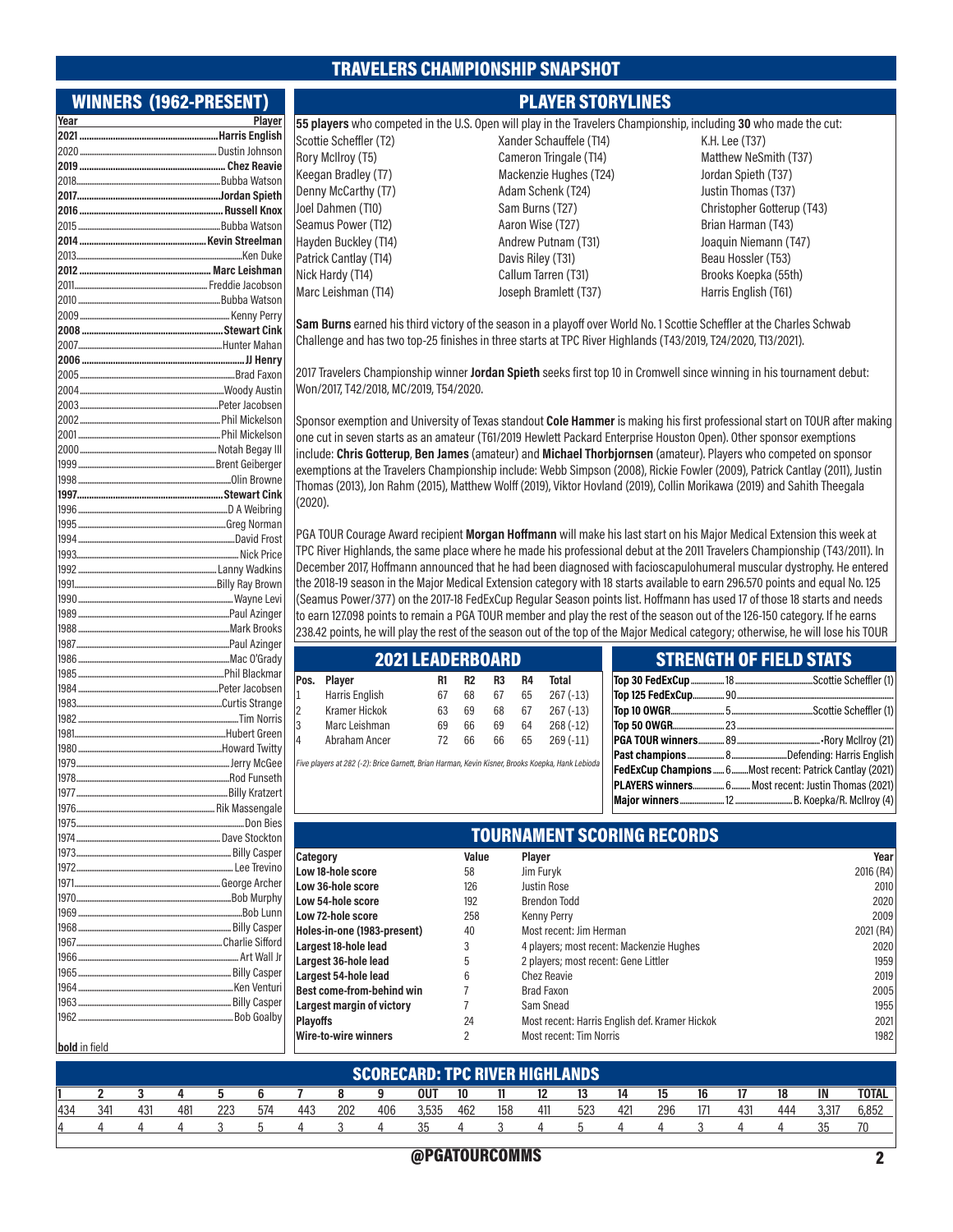# TRAVELERS CHAMPIONSHIP SNAPSHOT

## WINNERS (1962-PRESENT)

| Year | Player |
|---|---|
| **2021** | **Harris English** |
| 2020 | Dustin Johnson |
| **2019** | **Chez Reavie** |
| 2018 | Bubba Watson |
| **2017** | **Jordan Spieth** |
| **2016** | **Russell Knox** |
| 2015 | Bubba Watson |
| **2014** | **Kevin Streelman** |
| 2013 | Ken Duke |
| **2012** | **Marc Leishman** |
| 2011 | Freddie Jacobson |
| 2010 | Bubba Watson |
| 2009 | Kenny Perry |
| **2008** | **Stewart Cink** |
| 2007 | Hunter Mahan |
| **2006** | **JJ Henry** |
| 2005 | Brad Faxon |
| 2004 | Woody Austin |
| 2003 | Peter Jacobsen |
| 2002 | Phil Mickelson |
| 2001 | Phil Mickelson |
| 2000 | Notah Begay III |
| 1999 | Brent Geiberger |
| 1998 | Olin Browne |
| **1997** | **Stewart Cink** |
| 1996 | D A Weibring |
| 1995 | Greg Norman |
| 1994 | David Frost |
| 1993 | Nick Price |
| 1992 | Lanny Wadkins |
| 1991 | Billy Ray Brown |
| 1990 | Wayne Levi |
| 1989 | Paul Azinger |
| 1988 | Mark Brooks |
| 1987 | Paul Azinger |
| 1986 | Mac O'Grady |
| 1985 | Phil Blackmar |
| 1984 | Peter Jacobsen |
| 1983 | Curtis Strange |
| 1982 | Tim Norris |
| 1981 | Hubert Green |
| 1980 | Howard Twitty |
| 1979 | Jerry McGee |
| 1978 | Rod Funseth |
| 1977 | Billy Kratzert |
| 1976 | Rik Massengale |
| 1975 | Don Bies |
| 1974 | Dave Stockton |
| 1973 | Billy Casper |
| 1972 | Lee Trevino |
| 1971 | George Archer |
| 1970 | Bob Murphy |
| 1969 | Bob Lunn |
| 1968 | Billy Casper |
| 1967 | Charlie Sifford |
| 1966 | Art Wall Jr |
| 1965 | Billy Casper |
| 1964 | Ken Venturi |
| 1963 | Billy Casper |
| 1962 | Bob Goalby |

**bold** in field

## PLAYER STORYLINES

**55 players** who competed in the U.S. Open will play in the Travelers Championship, including **30** who made the cut:

Scottie Scheffler (T2)
Rory McIlroy (T5)
Keegan Bradley (T7)
Denny McCarthy (T7)
Joel Dahmen (T10)
Seamus Power (T12)
Hayden Buckley (T14)
Patrick Cantlay (T14)
Nick Hardy (T14)
Marc Leishman (T14)
Xander Schauffele (T14)
Cameron Tringale (T14)
Mackenzie Hughes (T24)
Adam Schenk (T24)
Sam Burns (T27)
Aaron Wise (T27)
Andrew Putnam (T31)
Davis Riley (T31)
Callum Tarren (T31)
Joseph Bramlett (T37)
K.H. Lee (T37)
Matthew NeSmith (T37)
Jordan Spieth (T37)
Justin Thomas (T37)
Christopher Gotterup (T43)
Brian Harman (T43)
Joaquin Niemann (T47)
Beau Hossler (T53)
Brooks Koepka (55th)
Harris English (T61)

**Sam Burns** earned his third victory of the season in a playoff over World No. 1 Scottie Scheffler at the Charles Schwab Challenge and has two top-25 finishes in three starts at TPC River Highlands (T43/2019, T24/2020, T13/2021).

2017 Travelers Championship winner **Jordan Spieth** seeks first top 10 in Cromwell since winning in his tournament debut: Won/2017, T42/2018, MC/2019, T54/2020.

Sponsor exemption and University of Texas standout **Cole Hammer** is making his first professional start on TOUR after making one cut in seven starts as an amateur (T61/2019 Hewlett Packard Enterprise Houston Open). Other sponsor exemptions include: **Chris Gotterup**, **Ben James** (amateur) and **Michael Thorbjornsen** (amateur). Players who competed on sponsor exemptions at the Travelers Championship include: Webb Simpson (2008), Rickie Fowler (2009), Patrick Cantlay (2011), Justin Thomas (2013), Jon Rahm (2015), Matthew Wolff (2019), Viktor Hovland (2019), Collin Morikawa (2019) and Sahith Theegala (2020).

PGA TOUR Courage Award recipient **Morgan Hoffmann** will make his last start on his Major Medical Extension this week at TPC River Highlands, the same place where he made his professional debut at the 2011 Travelers Championship (T43/2011). In December 2017, Hoffmann announced that he had been diagnosed with facioscapulohumeral muscular dystrophy. He entered the 2018-19 season in the Major Medical Extension category with 18 starts available to earn 296.570 points and equal No. 125 (Seamus Power/377) on the 2017-18 FedExCup Regular Season points list. Hoffmann has used 17 of those 18 starts and needs to earn 127.098 points to remain a PGA TOUR member and play the rest of the season out of the 126-150 category. If he earns 238.42 points, he will play the rest of the season out of the top of the Major Medical category; otherwise, he will lose his TOUR

## 2021 LEADERBOARD

| Pos. | Player | R1 | R2 | R3 | R4 | Total |
|---|---|---|---|---|---|---|
| 1 | Harris English | 67 | 68 | 67 | 65 | 267 (-13) |
| 2 | Kramer Hickok | 63 | 69 | 68 | 67 | 267 (-13) |
| 3 | Marc Leishman | 69 | 66 | 69 | 64 | 268 (-12) |
| 4 | Abraham Ancer | 72 | 66 | 66 | 65 | 269 (-11) |

*Five players at 282 (-2): Brice Garnett, Brian Harman, Kevin Kisner, Brooks Koepka, Hank Lebioda*

## STRENGTH OF FIELD STATS

| Category | No. | |
|---|---|---|
| **Top 30 FedExCup** | 18 | Scottie Scheffler (1) |
| **Top 125 FedExCup** | 90 | |
| **Top 10 OWGR** | 5 | Scottie Scheffler (1) |
| **Top 50 OWGR** | 23 | |
| **PGA TOUR winners** | 89 | Rory McIlroy (21) |
| **Past champions** | 8 | Defending: Harris English |
| **FedExCup Champions** | 6 | Most recent: Patrick Cantlay (2021) |
| **PLAYERS winners** | 6 | Most recent: Justin Thomas (2021) |
| **Major winners** | 12 | B. Koepka/R. McIlroy (4) |

## TOURNAMENT SCORING RECORDS

| Category | Value | Player | Year |
|---|---|---|---|
| **Low 18-hole score** | 58 | Jim Furyk | 2016 (R4) |
| **Low 36-hole score** | 126 | Justin Rose | 2010 |
| **Low 54-hole score** | 192 | Brendon Todd | 2020 |
| **Low 72-hole score** | 258 | Kenny Perry | 2009 |
| **Holes-in-one (1983-present)** | 40 | Most recent: Jim Herman | 2021 (R4) |
| **Largest 18-hole lead** | 3 | 4 players; most recent: Mackenzie Hughes | 2020 |
| **Largest 36-hole lead** | 5 | 2 players; most recent: Gene Littler | 1959 |
| **Largest 54-hole lead** | 6 | Chez Reavie | 2019 |
| **Best come-from-behind win** | 7 | Brad Faxon | 2005 |
| **Largest margin of victory** | 7 | Sam Snead | 1955 |
| **Playoffs** | 24 | Most recent: Harris English def. Kramer Hickok | 2021 |
| **Wire-to-wire winners** | 2 | Most recent: Tim Norris | 1982 |

## SCORECARD: TPC RIVER HIGHLANDS

| 1 | 2 | 3 | 4 | 5 | 6 | 7 | 8 | 9 | OUT | 10 | 11 | 12 | 13 | 14 | 15 | 16 | 17 | 18 | IN | TOTAL |
|---|---|---|---|---|---|---|---|---|---|---|---|---|---|---|---|---|---|---|---|---|
| 434 | 341 | 431 | 481 | 223 | 574 | 443 | 202 | 406 | 3,535 | 462 | 158 | 411 | 523 | 421 | 296 | 171 | 431 | 444 | 3,317 | 6,852 |
| 4 | 4 | 4 | 4 | 3 | 5 | 4 | 3 | 4 | 35 | 4 | 3 | 4 | 5 | 4 | 4 | 3 | 4 | 4 | 35 | 70 |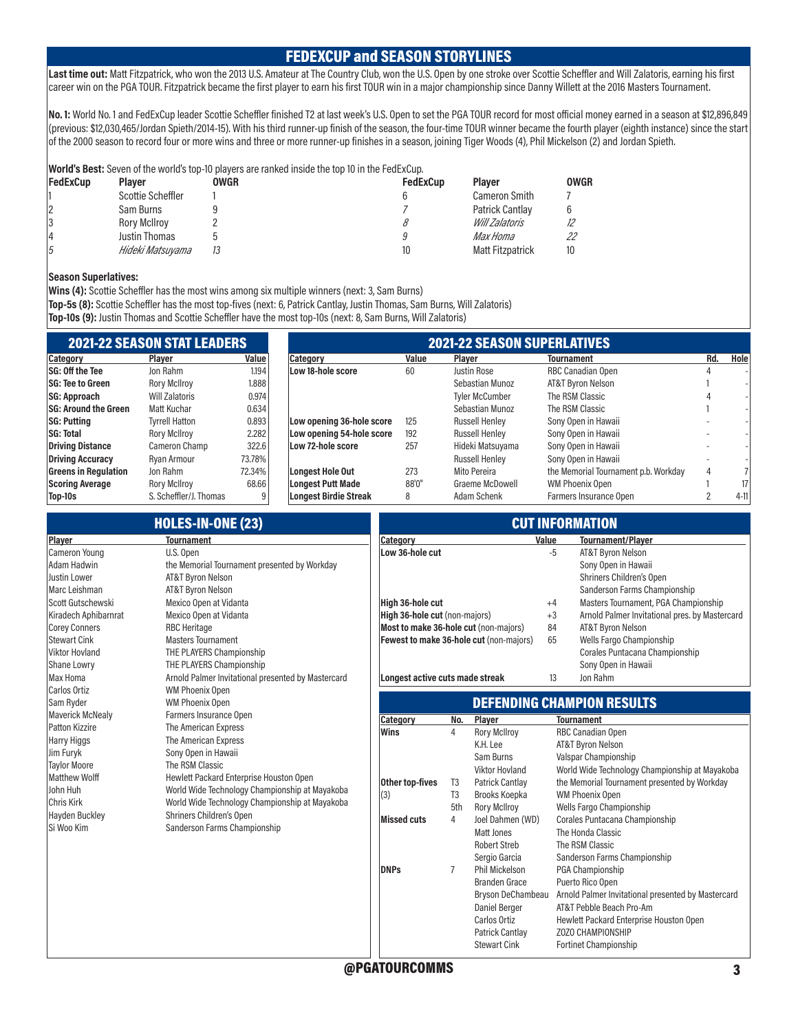## FEDEXCUP and SEASON STORYLINES

**Last time out:** Matt Fitzpatrick, who won the 2013 U.S. Amateur at The Country Club, won the U.S. Open by one stroke over Scottie Scheffler and Will Zalatoris, earning his first career win on the PGA TOUR. Fitzpatrick became the first player to earn his first TOUR win in a major championship since Danny Willett at the 2016 Masters Tournament.

**No. 1:** World No. 1 and FedExCup leader Scottie Scheffler finished T2 at last week's U.S. Open to set the PGA TOUR record for most official money earned in a season at $12,896,849 (previous: $12,030,465/Jordan Spieth/2014-15). With his third runner-up finish of the season, the four-time TOUR winner became the fourth player (eighth instance) since the start of the 2000 season to record four or more wins and three or more runner-up finishes in a season, joining Tiger Woods (4), Phil Mickelson (2) and Jordan Spieth.

**World's Best:** Seven of the world's top-10 players are ranked inside the top 10 in the FedExCup.

| FedExCup | Player | OWGR | FedExCup | Player | OWGR |
|---|---|---|---|---|---|
| 1 | Scottie Scheffler | 1 | 6 | Cameron Smith | 7 |
| 2 | Sam Burns | 9 | 7 | Patrick Cantlay | 6 |
| 3 | Rory McIlroy | 2 | *8* | *Will Zalatoris* | *12* |
| 4 | Justin Thomas | 5 | *9* | *Max Homa* | *22* |
| *5* | *Hideki Matsuyama* | *13* | 10 | Matt Fitzpatrick | 10 |

**Season Superlatives:**

**Wins (4):** Scottie Scheffler has the most wins among six multiple winners (next: 3, Sam Burns)

**Top-5s (8):** Scottie Scheffler has the most top-fives (next: 6, Patrick Cantlay, Justin Thomas, Sam Burns, Will Zalatoris)

**Top-10s (9):** Justin Thomas and Scottie Scheffler have the most top-10s (next: 8, Sam Burns, Will Zalatoris)

## 2021-22 SEASON STAT LEADERS

| Category | Player | Value |
|---|---|---|
| SG: Off the Tee | Jon Rahm | 1.194 |
| SG: Tee to Green | Rory McIlroy | 1.888 |
| SG: Approach | Will Zalatoris | 0.974 |
| SG: Around the Green | Matt Kuchar | 0.634 |
| SG: Putting | Tyrrell Hatton | 0.893 |
| SG: Total | Rory McIlroy | 2.282 |
| Driving Distance | Cameron Champ | 322.6 |
| Driving Accuracy | Ryan Armour | 73.78% |
| Greens in Regulation | Jon Rahm | 72.34% |
| Scoring Average | Rory McIlroy | 68.66 |
| Top-10s | S. Scheffler/J. Thomas | 9 |

## 2021-22 SEASON SUPERLATIVES

| Category | Value | Player | Tournament | Rd. | Hole |
|---|---|---|---|---|---|
| Low 18-hole score | 60 | Justin Rose | RBC Canadian Open | 4 | - |
| | | Sebastian Munoz | AT&T Byron Nelson | 1 | - |
| | | Tyler McCumber | The RSM Classic | 4 | - |
| | | Sebastian Munoz | The RSM Classic | 1 | - |
| Low opening 36-hole score | 125 | Russell Henley | Sony Open in Hawaii | - | - |
| Low opening 54-hole score | 192 | Russell Henley | Sony Open in Hawaii | - | - |
| Low 72-hole score | 257 | Hideki Matsuyama | Sony Open in Hawaii | - | - |
| | | Russell Henley | Sony Open in Hawaii | - | - |
| Longest Hole Out | 273 | Mito Pereira | the Memorial Tournament p.b. Workday | 4 | 7 |
| Longest Putt Made | 88'0" | Graeme McDowell | WM Phoenix Open | 1 | 17 |
| Longest Birdie Streak | 8 | Adam Schenk | Farmers Insurance Open | 2 | 4-11 |

## HOLES-IN-ONE (23)

| Player | Tournament |
|---|---|
| Cameron Young | U.S. Open |
| Adam Hadwin | the Memorial Tournament presented by Workday |
| Justin Lower | AT&T Byron Nelson |
| Marc Leishman | AT&T Byron Nelson |
| Scott Gutschewski | Mexico Open at Vidanta |
| Kiradech Aphibarnrat | Mexico Open at Vidanta |
| Corey Conners | RBC Heritage |
| Stewart Cink | Masters Tournament |
| Viktor Hovland | THE PLAYERS Championship |
| Shane Lowry | THE PLAYERS Championship |
| Max Homa | Arnold Palmer Invitational presented by Mastercard |
| Carlos Ortiz | WM Phoenix Open |
| Sam Ryder | WM Phoenix Open |
| Maverick McNealy | Farmers Insurance Open |
| Patton Kizzire | The American Express |
| Harry Higgs | The American Express |
| Jim Furyk | Sony Open in Hawaii |
| Taylor Moore | The RSM Classic |
| Matthew Wolff | Hewlett Packard Enterprise Houston Open |
| John Huh | World Wide Technology Championship at Mayakoba |
| Chris Kirk | World Wide Technology Championship at Mayakoba |
| Hayden Buckley | Shriners Children's Open |
| Si Woo Kim | Sanderson Farms Championship |

## CUT INFORMATION

| Category | Value | Tournament/Player |
|---|---|---|
| Low 36-hole cut | -5 | AT&T Byron Nelson |
| | | Sony Open in Hawaii |
| | | Shriners Children's Open |
| | | Sanderson Farms Championship |
| High 36-hole cut | +4 | Masters Tournament, PGA Championship |
| High 36-hole cut (non-majors) | +3 | Arnold Palmer Invitational pres. by Mastercard |
| Most to make 36-hole cut (non-majors) | 84 | AT&T Byron Nelson |
| Fewest to make 36-hole cut (non-majors) | 65 | Wells Fargo Championship |
| | | Corales Puntacana Championship |
| | | Sony Open in Hawaii |
| Longest active cuts made streak | 13 | Jon Rahm |

## DEFENDING CHAMPION RESULTS

| Category | No. | Player | Tournament |
|---|---|---|---|
| Wins | 4 | Rory McIlroy | RBC Canadian Open |
| | | K.H. Lee | AT&T Byron Nelson |
| | | Sam Burns | Valspar Championship |
| | | Viktor Hovland | World Wide Technology Championship at Mayakoba |
| Other top-fives (3) | T3 | Patrick Cantlay | the Memorial Tournament presented by Workday |
| | T3 | Brooks Koepka | WM Phoenix Open |
| | 5th | Rory McIlroy | Wells Fargo Championship |
| Missed cuts | 4 | Joel Dahmen (WD) | Corales Puntacana Championship |
| | | Matt Jones | The Honda Classic |
| | | Robert Streb | The RSM Classic |
| | | Sergio Garcia | Sanderson Farms Championship |
| DNPs | 7 | Phil Mickelson | PGA Championship |
| | | Branden Grace | Puerto Rico Open |
| | | Bryson DeChambeau | Arnold Palmer Invitational presented by Mastercard |
| | | Daniel Berger | AT&T Pebble Beach Pro-Am |
| | | Carlos Ortiz | Hewlett Packard Enterprise Houston Open |
| | | Patrick Cantlay | ZOZO CHAMPIONSHIP |
| | | Stewart Cink | Fortinet Championship |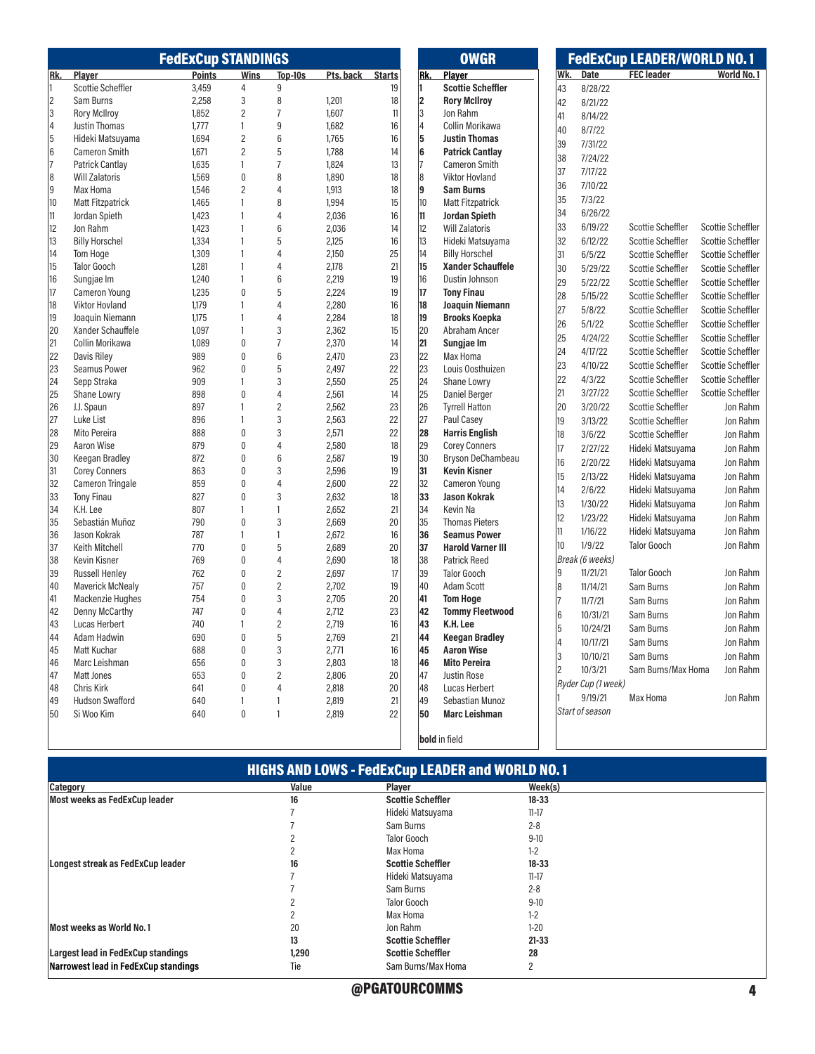## FedExCup STANDINGS

| Rk. | Player | Points | Wins | Top-10s | Pts. back | Starts |
|---|---|---|---|---|---|---|
| 1 | Scottie Scheffler | 3,459 | 4 | 9 | | 19 |
| 2 | Sam Burns | 2,258 | 3 | 8 | 1,201 | 18 |
| 3 | Rory McIlroy | 1,852 | 2 | 7 | 1,607 | 11 |
| 4 | Justin Thomas | 1,777 | 1 | 9 | 1,682 | 16 |
| 5 | Hideki Matsuyama | 1,694 | 2 | 6 | 1,765 | 16 |
| 6 | Cameron Smith | 1,671 | 2 | 5 | 1,788 | 14 |
| 7 | Patrick Cantlay | 1,635 | 1 | 7 | 1,824 | 13 |
| 8 | Will Zalatoris | 1,569 | 0 | 8 | 1,890 | 18 |
| 9 | Max Homa | 1,546 | 2 | 4 | 1,913 | 18 |
| 10 | Matt Fitzpatrick | 1,465 | 1 | 8 | 1,994 | 15 |
| 11 | Jordan Spieth | 1,423 | 1 | 4 | 2,036 | 16 |
| 12 | Jon Rahm | 1,423 | 1 | 6 | 2,036 | 14 |
| 13 | Billy Horschel | 1,334 | 1 | 5 | 2,125 | 16 |
| 14 | Tom Hoge | 1,309 | 1 | 4 | 2,150 | 25 |
| 15 | Talor Gooch | 1,281 | 1 | 4 | 2,178 | 21 |
| 16 | Sungjae Im | 1,240 | 1 | 6 | 2,219 | 19 |
| 17 | Cameron Young | 1,235 | 0 | 5 | 2,224 | 19 |
| 18 | Viktor Hovland | 1,179 | 1 | 4 | 2,280 | 16 |
| 19 | Joaquin Niemann | 1,175 | 1 | 4 | 2,284 | 18 |
| 20 | Xander Schauffele | 1,097 | 1 | 3 | 2,362 | 15 |
| 21 | Collin Morikawa | 1,089 | 0 | 7 | 2,370 | 14 |
| 22 | Davis Riley | 989 | 0 | 6 | 2,470 | 23 |
| 23 | Seamus Power | 962 | 0 | 5 | 2,497 | 22 |
| 24 | Sepp Straka | 909 | 1 | 3 | 2,550 | 25 |
| 25 | Shane Lowry | 898 | 0 | 4 | 2,561 | 14 |
| 26 | J.J. Spaun | 897 | 1 | 2 | 2,562 | 23 |
| 27 | Luke List | 896 | 1 | 3 | 2,563 | 22 |
| 28 | Mito Pereira | 888 | 0 | 3 | 2,571 | 22 |
| 29 | Aaron Wise | 879 | 0 | 4 | 2,580 | 18 |
| 30 | Keegan Bradley | 872 | 0 | 6 | 2,587 | 19 |
| 31 | Corey Conners | 863 | 0 | 3 | 2,596 | 19 |
| 32 | Cameron Tringale | 859 | 0 | 4 | 2,600 | 22 |
| 33 | Tony Finau | 827 | 0 | 3 | 2,632 | 18 |
| 34 | K.H. Lee | 807 | 1 | 1 | 2,652 | 21 |
| 35 | Sebastián Muñoz | 790 | 0 | 3 | 2,669 | 20 |
| 36 | Jason Kokrak | 787 | 1 | 1 | 2,672 | 16 |
| 37 | Keith Mitchell | 770 | 0 | 5 | 2,689 | 20 |
| 38 | Kevin Kisner | 769 | 0 | 4 | 2,690 | 18 |
| 39 | Russell Henley | 762 | 0 | 2 | 2,697 | 17 |
| 40 | Maverick McNealy | 757 | 0 | 2 | 2,702 | 19 |
| 41 | Mackenzie Hughes | 754 | 0 | 3 | 2,705 | 20 |
| 42 | Denny McCarthy | 747 | 0 | 4 | 2,712 | 23 |
| 43 | Lucas Herbert | 740 | 1 | 2 | 2,719 | 16 |
| 44 | Adam Hadwin | 690 | 0 | 5 | 2,769 | 21 |
| 45 | Matt Kuchar | 688 | 0 | 3 | 2,771 | 16 |
| 46 | Marc Leishman | 656 | 0 | 3 | 2,803 | 18 |
| 47 | Matt Jones | 653 | 0 | 2 | 2,806 | 20 |
| 48 | Chris Kirk | 641 | 0 | 4 | 2,818 | 20 |
| 49 | Hudson Swafford | 640 | 1 | 1 | 2,819 | 21 |
| 50 | Si Woo Kim | 640 | 0 | 1 | 2,819 | 22 |

## OWGR

| Rk. | Player |
|---|---|
| **1** | **Scottie Scheffler** |
| **2** | **Rory McIlroy** |
| 3 | Jon Rahm |
| 4 | Collin Morikawa |
| **5** | **Justin Thomas** |
| **6** | **Patrick Cantlay** |
| 7 | Cameron Smith |
| 8 | Viktor Hovland |
| **9** | **Sam Burns** |
| 10 | Matt Fitzpatrick |
| **11** | **Jordan Spieth** |
| 12 | Will Zalatoris |
| 13 | Hideki Matsuyama |
| 14 | Billy Horschel |
| **15** | **Xander Schauffele** |
| 16 | Dustin Johnson |
| **17** | **Tony Finau** |
| **18** | **Joaquin Niemann** |
| **19** | **Brooks Koepka** |
| 20 | Abraham Ancer |
| **21** | **Sungjae Im** |
| 22 | Max Homa |
| 23 | Louis Oosthuizen |
| 24 | Shane Lowry |
| 25 | Daniel Berger |
| 26 | Tyrrell Hatton |
| 27 | Paul Casey |
| **28** | **Harris English** |
| 29 | Corey Conners |
| 30 | Bryson DeChambeau |
| **31** | **Kevin Kisner** |
| 32 | Cameron Young |
| **33** | **Jason Kokrak** |
| 34 | Kevin Na |
| 35 | Thomas Pieters |
| **36** | **Seamus Power** |
| **37** | **Harold Varner III** |
| 38 | Patrick Reed |
| 39 | Talor Gooch |
| 40 | Adam Scott |
| **41** | **Tom Hoge** |
| **42** | **Tommy Fleetwood** |
| **43** | **K.H. Lee** |
| **44** | **Keegan Bradley** |
| **45** | **Aaron Wise** |
| **46** | **Mito Pereira** |
| 47 | Justin Rose |
| 48 | Lucas Herbert |
| 49 | Sebastian Munoz |
| **50** | **Marc Leishman** |

**bold** in field

## FedExCup LEADER/WORLD NO. 1

| Wk. | Date | FEC leader | World No. 1 |
|---|---|---|---|
| 43 | 8/28/22 | | |
| 42 | 8/21/22 | | |
| 41 | 8/14/22 | | |
| 40 | 8/7/22 | | |
| 39 | 7/31/22 | | |
| 38 | 7/24/22 | | |
| 37 | 7/17/22 | | |
| 36 | 7/10/22 | | |
| 35 | 7/3/22 | | |
| 34 | 6/26/22 | | |
| 33 | 6/19/22 | Scottie Scheffler | Scottie Scheffler |
| 32 | 6/12/22 | Scottie Scheffler | Scottie Scheffler |
| 31 | 6/5/22 | Scottie Scheffler | Scottie Scheffler |
| 30 | 5/29/22 | Scottie Scheffler | Scottie Scheffler |
| 29 | 5/22/22 | Scottie Scheffler | Scottie Scheffler |
| 28 | 5/15/22 | Scottie Scheffler | Scottie Scheffler |
| 27 | 5/8/22 | Scottie Scheffler | Scottie Scheffler |
| 26 | 5/1/22 | Scottie Scheffler | Scottie Scheffler |
| 25 | 4/24/22 | Scottie Scheffler | Scottie Scheffler |
| 24 | 4/17/22 | Scottie Scheffler | Scottie Scheffler |
| 23 | 4/10/22 | Scottie Scheffler | Scottie Scheffler |
| 22 | 4/3/22 | Scottie Scheffler | Scottie Scheffler |
| 21 | 3/27/22 | Scottie Scheffler | Scottie Scheffler |
| 20 | 3/20/22 | Scottie Scheffler | Jon Rahm |
| 19 | 3/13/22 | Scottie Scheffler | Jon Rahm |
| 18 | 3/6/22 | Scottie Scheffler | Jon Rahm |
| 17 | 2/27/22 | Hideki Matsuyama | Jon Rahm |
| 16 | 2/20/22 | Hideki Matsuyama | Jon Rahm |
| 15 | 2/13/22 | Hideki Matsuyama | Jon Rahm |
| 14 | 2/6/22 | Hideki Matsuyama | Jon Rahm |
| 13 | 1/30/22 | Hideki Matsuyama | Jon Rahm |
| 12 | 1/23/22 | Hideki Matsuyama | Jon Rahm |
| 11 | 1/16/22 | Hideki Matsuyama | Jon Rahm |
| 10 | 1/9/22 | Talor Gooch | Jon Rahm |
| *Break (6 weeks)* | | | |
| 9 | 11/21/21 | Talor Gooch | Jon Rahm |
| 8 | 11/14/21 | Sam Burns | Jon Rahm |
| 7 | 11/7/21 | Sam Burns | Jon Rahm |
| 6 | 10/31/21 | Sam Burns | Jon Rahm |
| 5 | 10/24/21 | Sam Burns | Jon Rahm |
| 4 | 10/17/21 | Sam Burns | Jon Rahm |
| 3 | 10/10/21 | Sam Burns | Jon Rahm |
| 2 | 10/3/21 | Sam Burns/Max Homa | Jon Rahm |
| *Ryder Cup (1 week)* | | | |
| 1 | 9/19/21 | Max Homa | Jon Rahm |
| *Start of season* | | | |

## HIGHS AND LOWS - FedExCup LEADER and WORLD NO. 1

| Category | Value | Player | Week(s) |
|---|---|---|---|
| **Most weeks as FedExCup leader** | **16** | **Scottie Scheffler** | **18-33** |
| | 7 | Hideki Matsuyama | 11-17 |
| | 7 | Sam Burns | 2-8 |
| | 2 | Talor Gooch | 9-10 |
| | 2 | Max Homa | 1-2 |
| **Longest streak as FedExCup leader** | **16** | **Scottie Scheffler** | **18-33** |
| | 7 | Hideki Matsuyama | 11-17 |
| | 7 | Sam Burns | 2-8 |
| | 2 | Talor Gooch | 9-10 |
| | 2 | Max Homa | 1-2 |
| **Most weeks as World No. 1** | 20 | Jon Rahm | 1-20 |
| | **13** | **Scottie Scheffler** | **21-33** |
| **Largest lead in FedExCup standings** | **1,290** | **Scottie Scheffler** | **28** |
| **Narrowest lead in FedExCup standings** | Tie | Sam Burns/Max Homa | 2 |

@PGATOURCOMMS